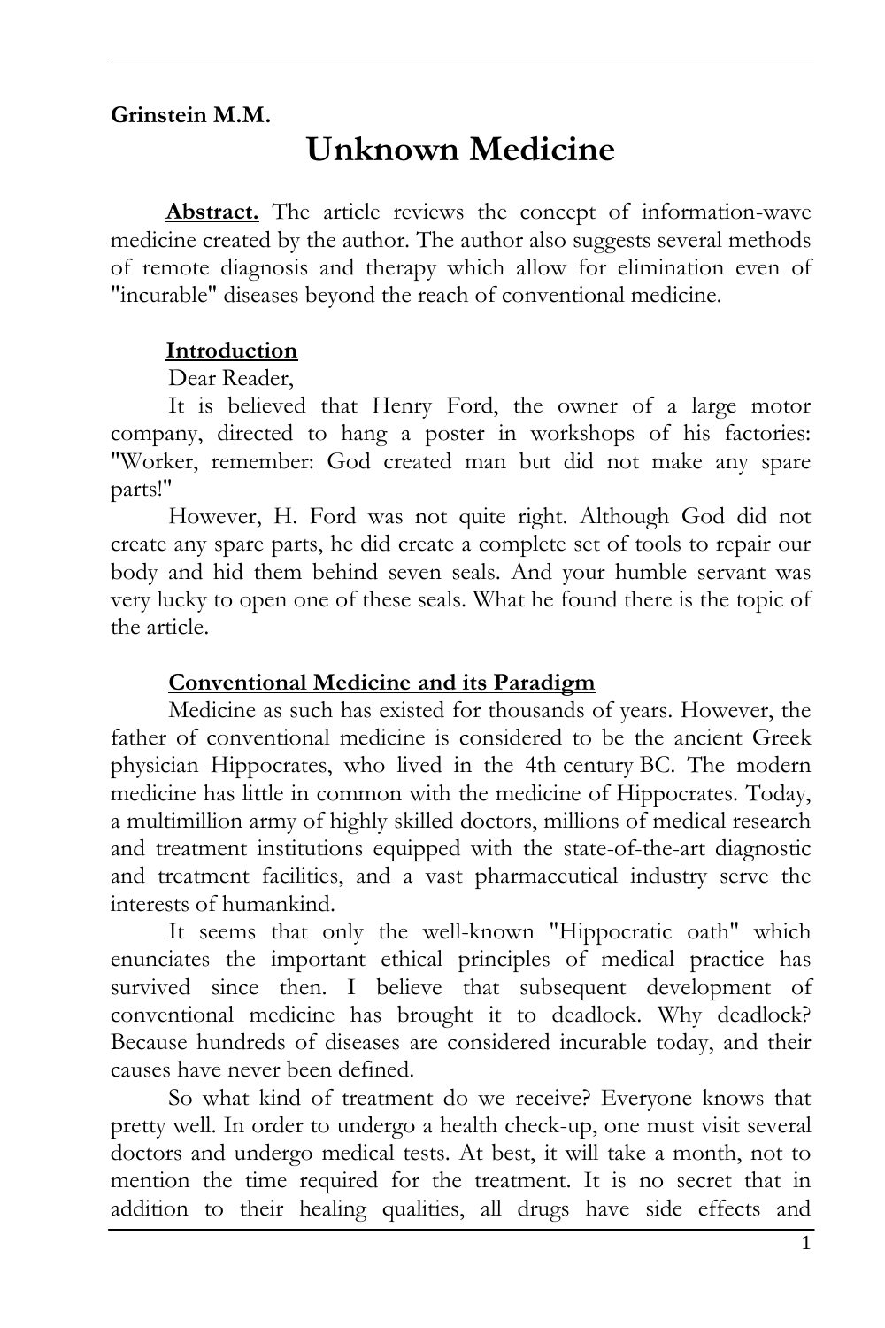**Grinstein M.M.**

# Unknown Medicine

**Abstract.** The article reviews the concept of information-wave medicine created by the author. The author also suggests several methods of remote diagnosis and therapy which allow for elimination even of "incurable" diseases beyond the reach of conventional medicine.

## Introduction

Dear Reader,

It is believed that Henry Ford, the owner of a large motor company, directed to hang a poster in workshops of his factories: "Worker, remember: God created man but did not make any spare parts!"

However, H. Ford was not quite right. Although God did not create any spare parts, he did create a complete set of tools to repair our body and hid them behind seven seals. And your humble servant was very lucky to open one of these seals. What he found there is the topic of the article.

## Conventional Medicine and its Paradigm

Medicine as such has existed for thousands of years. However, the father of conventional medicine is considered to be the ancient Greek physician Hippocrates, who lived in the 4th century BC. The modern medicine has little in common with the medicine of Hippocrates. Today, a multimillion army of highly skilled doctors, millions of medical research and treatment institutions equipped with the state-of-the-art diagnostic and treatment facilities, and a vast pharmaceutical industry serve the interests of humankind.

It seems that only the well-known "Hippocratic oath" which enunciates the important ethical principles of medical practice has survived since then. I believe that subsequent development of conventional medicine has brought it to deadlock. Why deadlock? Because hundreds of diseases are considered incurable today, and their causes have never been defined.

So what kind of treatment do we receive? Everyone knows that pretty well. In order to undergo a health check-up, one must visit several doctors and undergo medical tests. At best, it will take a month, not to mention the time required for the treatment. It is no secret that in addition to their healing qualities, all drugs have side effects and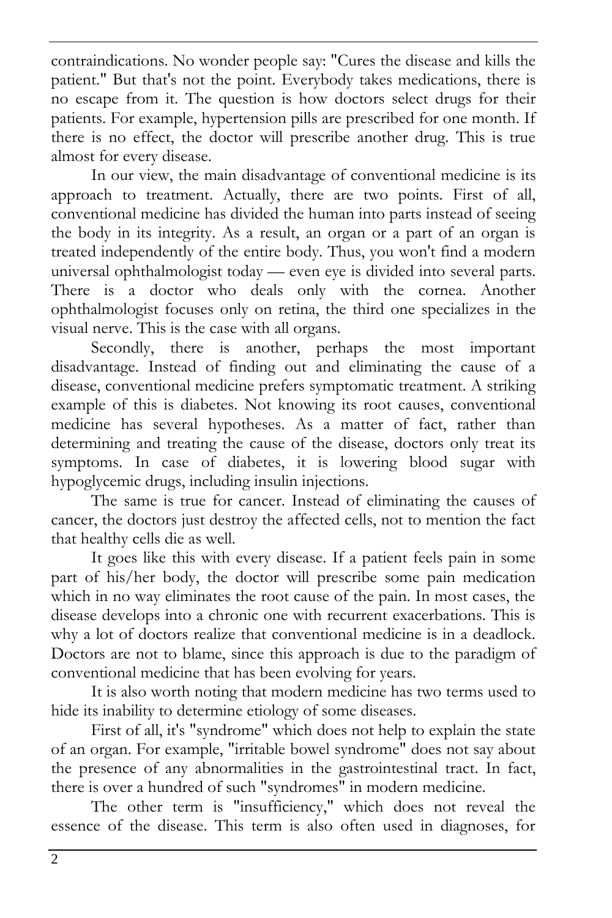contraindications. No wonder people say: "Cures the disease and kills the patient." But that's not the point. Everybody takes medications, there is no escape from it. The question is how doctors select drugs for their patients. For example, hypertension pills are prescribed for one month. If there is no effect, the doctor will prescribe another drug. This is true almost for every disease.

In our view, the main disadvantage of conventional medicine is its approach to treatment. Actually, there are two points. First of all, conventional medicine has divided the human into parts instead of seeing the body in its integrity. As a result, an organ or a part of an organ is treated independently of the entire body. Thus, you won't find a modern universal ophthalmologist today — even eye is divided into several parts. There is a doctor who deals only with the cornea. Another ophthalmologist focuses only on retina, the third one specializes in the visual nerve. This is the case with all organs.

Secondly, there is another, perhaps the most important disadvantage. Instead of finding out and eliminating the cause of a disease, conventional medicine prefers symptomatic treatment. A striking example of this is diabetes. Not knowing its root causes, conventional medicine has several hypotheses. As a matter of fact, rather than determining and treating the cause of the disease, doctors only treat its symptoms. In case of diabetes, it is lowering blood sugar with hypoglycemic drugs, including insulin injections.

The same is true for cancer. Instead of eliminating the causes of cancer, the doctors just destroy the affected cells, not to mention the fact that healthy cells die as well.

It goes like this with every disease. If a patient feels pain in some part of his/her body, the doctor will prescribe some pain medication which in no way eliminates the root cause of the pain. In most cases, the disease develops into a chronic one with recurrent exacerbations. This is why a lot of doctors realize that conventional medicine is in a deadlock. Doctors are not to blame, since this approach is due to the paradigm of conventional medicine that has been evolving for years.

It is also worth noting that modern medicine has two terms used to hide its inability to determine etiology of some diseases.

First of all, it's "syndrome" which does not help to explain the state of an organ. For example, "irritable bowel syndrome" does not say about the presence of any abnormalities in the gastrointestinal tract. In fact, there is over a hundred of such "syndromes" in modern medicine.

The other term is "insufficiency," which does not reveal the essence of the disease. This term is also often used in diagnoses, for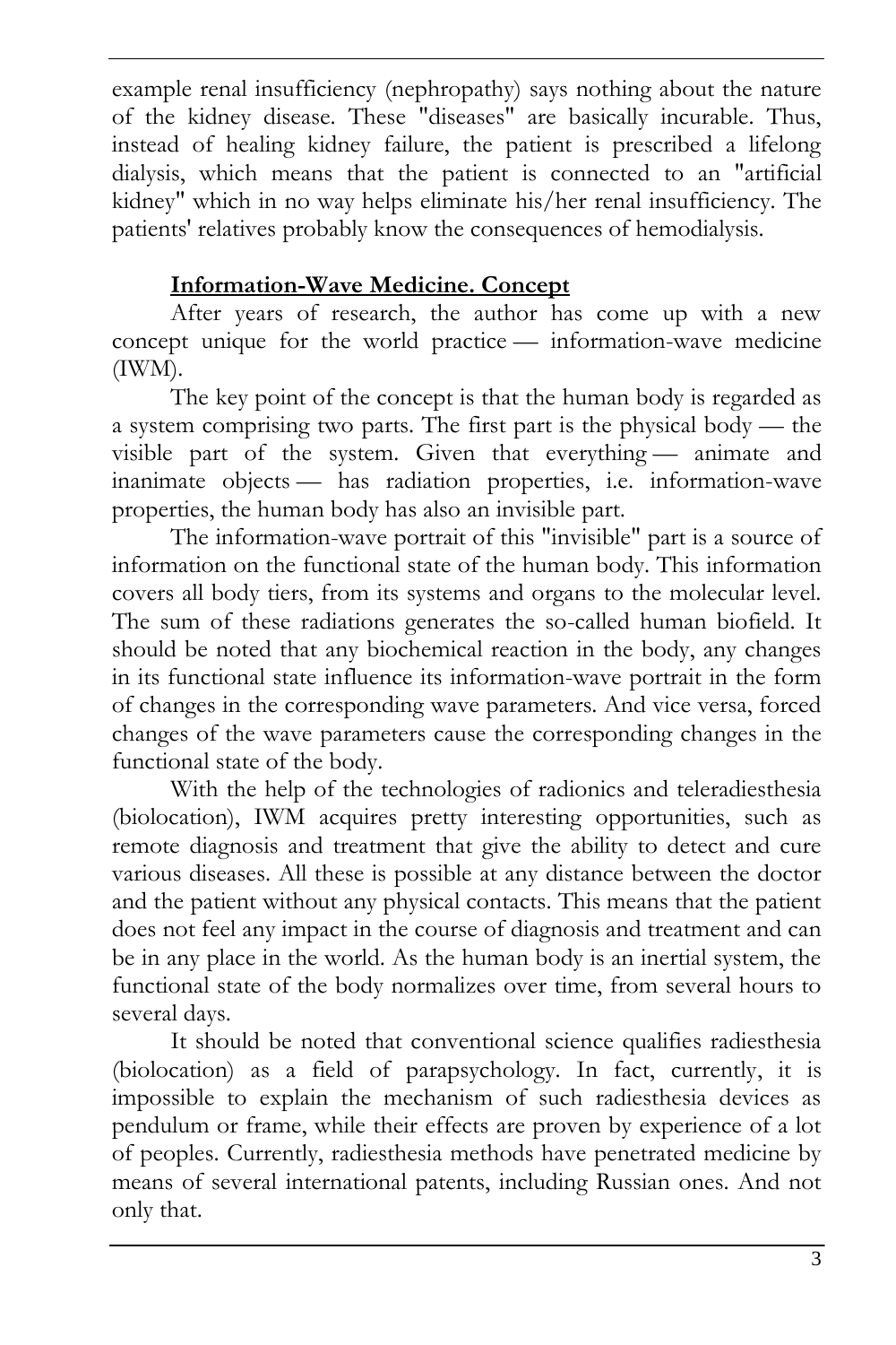example renal insufficiency (nephropathy) says nothing about the nature of the kidney disease. These "diseases" are basically incurable. Thus, instead of healing kidney failure, the patient is prescribed a lifelong dialysis, which means that the patient is connected to an "artificial kidney" which in no way helps eliminate his/her renal insufficiency. The patients' relatives probably know the consequences of hemodialysis.

## Information-Wave Medicine. Concept

After years of research, the author has come up with a new concept unique for the world practice — information-wave medicine (IWM).

The key point of the concept is that the human body is regarded as a system comprising two parts. The first part is the physical body — the visible part of the system. Given that everything — animate and inanimate objects — has radiation properties, i.e. information-wave properties, the human body has also an invisible part.

The information-wave portrait of this "invisible" part is a source of information on the functional state of the human body. This information covers all body tiers, from its systems and organs to the molecular level. The sum of these radiations generates the so-called human biofield. It should be noted that any biochemical reaction in the body, any changes in its functional state influence its information-wave portrait in the form of changes in the corresponding wave parameters. And vice versa, forced changes of the wave parameters cause the corresponding changes in the functional state of the body.

With the help of the technologies of radionics and teleradiesthesia (biolocation), IWM acquires pretty interesting opportunities, such as remote diagnosis and treatment that give the ability to detect and cure various diseases. All these is possible at any distance between the doctor and the patient without any physical contacts. This means that the patient does not feel any impact in the course of diagnosis and treatment and can be in any place in the world. As the human body is an inertial system, the functional state of the body normalizes over time, from several hours to several days.

It should be noted that conventional science qualifies radiesthesia (biolocation) as a field of parapsychology. In fact, currently, it is impossible to explain the mechanism of such radiesthesia devices as pendulum or frame, while their effects are proven by experience of a lot of peoples. Currently, radiesthesia methods have penetrated medicine by means of several international patents, including Russian ones. And not only that.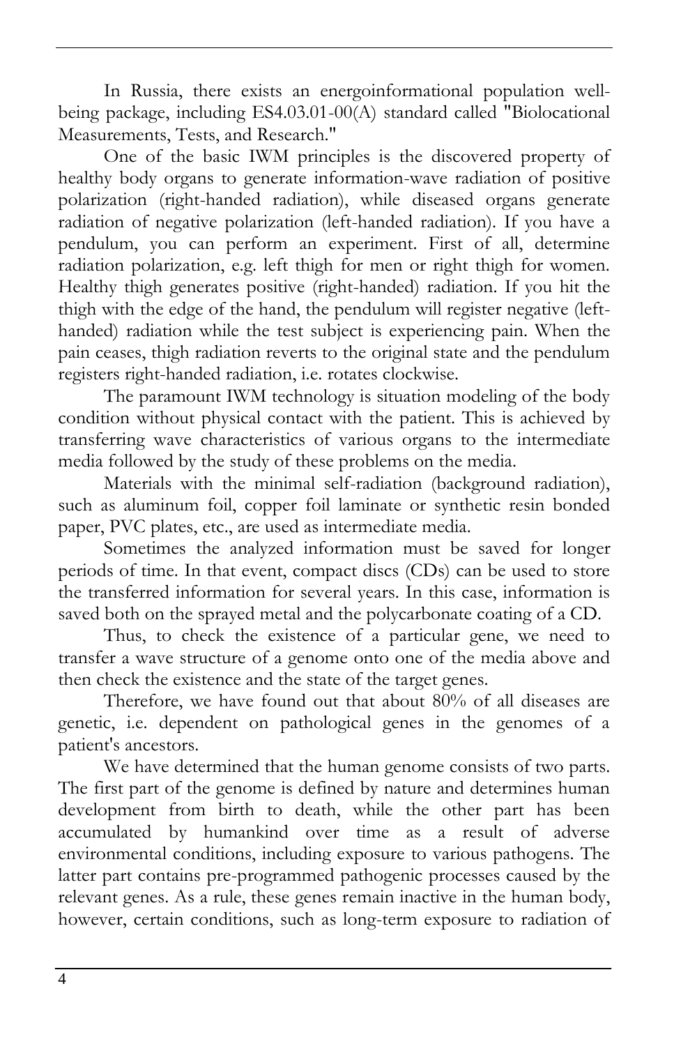In Russia, there exists an energoinformational population well-being package, including ES4.03.01-00(A) standard called "Biolocational Measurements, Tests, and Research."

One of the basic IWM principles is the discovered property of healthy body organs to generate information-wave radiation of positive polarization (right-handed radiation), while diseased organs generate radiation of negative polarization (left-handed radiation). If you have a pendulum, you can perform an experiment. First of all, determine radiation polarization, e.g. left thigh for men or right thigh for women. Healthy thigh generates positive (right-handed) radiation. If you hit the thigh with the edge of the hand, the pendulum will register negative (left-handed) radiation while the test subject is experiencing pain. When the pain ceases, thigh radiation reverts to the original state and the pendulum registers right-handed radiation, i.e. rotates clockwise.

The paramount IWM technology is situation modeling of the body condition without physical contact with the patient. This is achieved by transferring wave characteristics of various organs to the intermediate media followed by the study of these problems on the media.

Materials with the minimal self-radiation (background radiation), such as aluminum foil, copper foil laminate or synthetic resin bonded paper, PVC plates, etc., are used as intermediate media.

Sometimes the analyzed information must be saved for longer periods of time. In that event, compact discs (CDs) can be used to store the transferred information for several years. In this case, information is saved both on the sprayed metal and the polycarbonate coating of a CD.

Thus, to check the existence of a particular gene, we need to transfer a wave structure of a genome onto one of the media above and then check the existence and the state of the target genes.

Therefore, we have found out that about 80% of all diseases are genetic, i.e. dependent on pathological genes in the genomes of a patient's ancestors.

We have determined that the human genome consists of two parts. The first part of the genome is defined by nature and determines human development from birth to death, while the other part has been accumulated by humankind over time as a result of adverse environmental conditions, including exposure to various pathogens. The latter part contains pre-programmed pathogenic processes caused by the relevant genes. As a rule, these genes remain inactive in the human body, however, certain conditions, such as long-term exposure to radiation of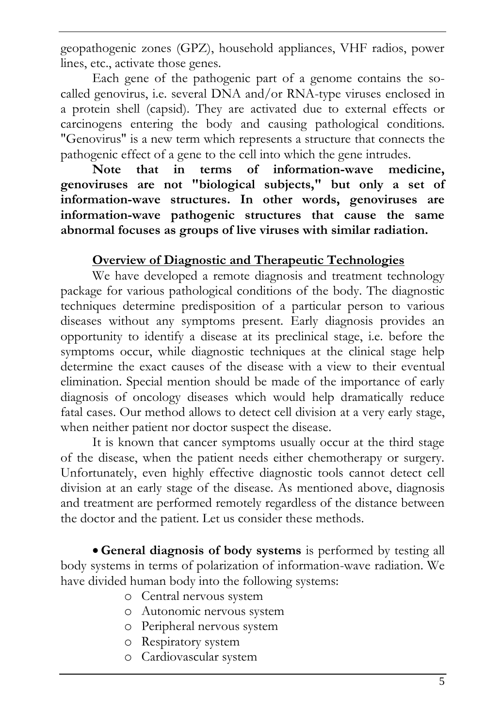geopathogenic zones (GPZ), household appliances, VHF radios, power lines, etc., activate those genes.

Each gene of the pathogenic part of a genome contains the so-called genovirus, i.e. several DNA and/or RNA-type viruses enclosed in a protein shell (capsid). They are activated due to external effects or carcinogens entering the body and causing pathological conditions. "Genovirus" is a new term which represents a structure that connects the pathogenic effect of a gene to the cell into which the gene intrudes.

**Note that in terms of information-wave medicine, genoviruses are not "biological subjects," but only a set of information-wave structures. In other words, genoviruses are information-wave pathogenic structures that cause the same abnormal focuses as groups of live viruses with similar radiation.**

## Overview of Diagnostic and Therapeutic Technologies

We have developed a remote diagnosis and treatment technology package for various pathological conditions of the body. The diagnostic techniques determine predisposition of a particular person to various diseases without any symptoms present. Early diagnosis provides an opportunity to identify a disease at its preclinical stage, i.e. before the symptoms occur, while diagnostic techniques at the clinical stage help determine the exact causes of the disease with a view to their eventual elimination. Special mention should be made of the importance of early diagnosis of oncology diseases which would help dramatically reduce fatal cases. Our method allows to detect cell division at a very early stage, when neither patient nor doctor suspect the disease.

It is known that cancer symptoms usually occur at the third stage of the disease, when the patient needs either chemotherapy or surgery. Unfortunately, even highly effective diagnostic tools cannot detect cell division at an early stage of the disease. As mentioned above, diagnosis and treatment are performed remotely regardless of the distance between the doctor and the patient. Let us consider these methods.

- **General diagnosis of body systems** is performed by testing all body systems in terms of polarization of information-wave radiation. We have divided human body into the following systems:
  - Central nervous system
  - Autonomic nervous system
  - Peripheral nervous system
  - Respiratory system
  - Cardiovascular system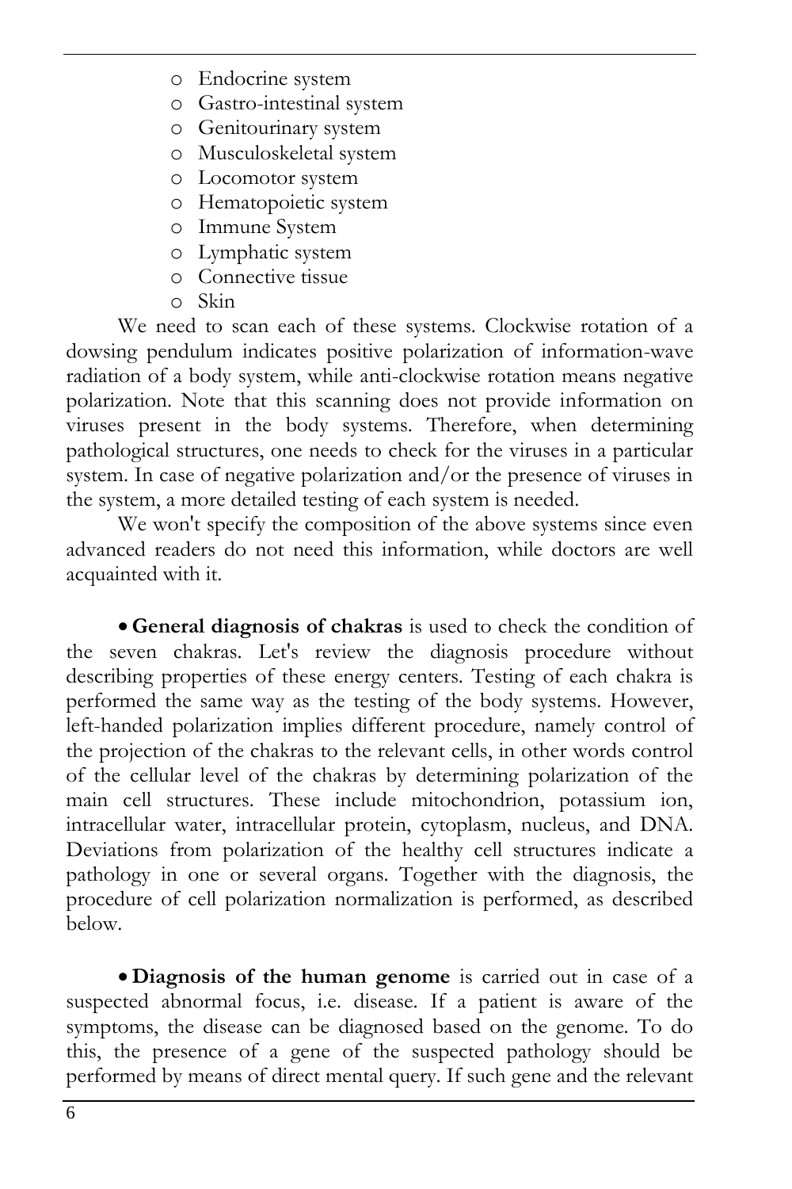- Endocrine system
- Gastro-intestinal system
- Genitourinary system
- Musculoskeletal system
- Locomotor system
- Hematopoietic system
- Immune System
- Lymphatic system
- Connective tissue
- Skin

We need to scan each of these systems. Clockwise rotation of a dowsing pendulum indicates positive polarization of information-wave radiation of a body system, while anti-clockwise rotation means negative polarization. Note that this scanning does not provide information on viruses present in the body systems. Therefore, when determining pathological structures, one needs to check for the viruses in a particular system. In case of negative polarization and/or the presence of viruses in the system, a more detailed testing of each system is needed.

We won't specify the composition of the above systems since even advanced readers do not need this information, while doctors are well acquainted with it.

- **General diagnosis of chakras** is used to check the condition of the seven chakras. Let's review the diagnosis procedure without describing properties of these energy centers. Testing of each chakra is performed the same way as the testing of the body systems. However, left-handed polarization implies different procedure, namely control of the projection of the chakras to the relevant cells, in other words control of the cellular level of the chakras by determining polarization of the main cell structures. These include mitochondrion, potassium ion, intracellular water, intracellular protein, cytoplasm, nucleus, and DNA. Deviations from polarization of the healthy cell structures indicate a pathology in one or several organs. Together with the diagnosis, the procedure of cell polarization normalization is performed, as described below.

- **Diagnosis of the human genome** is carried out in case of a suspected abnormal focus, i.e. disease. If a patient is aware of the symptoms, the disease can be diagnosed based on the genome. To do this, the presence of a gene of the suspected pathology should be performed by means of direct mental query. If such gene and the relevant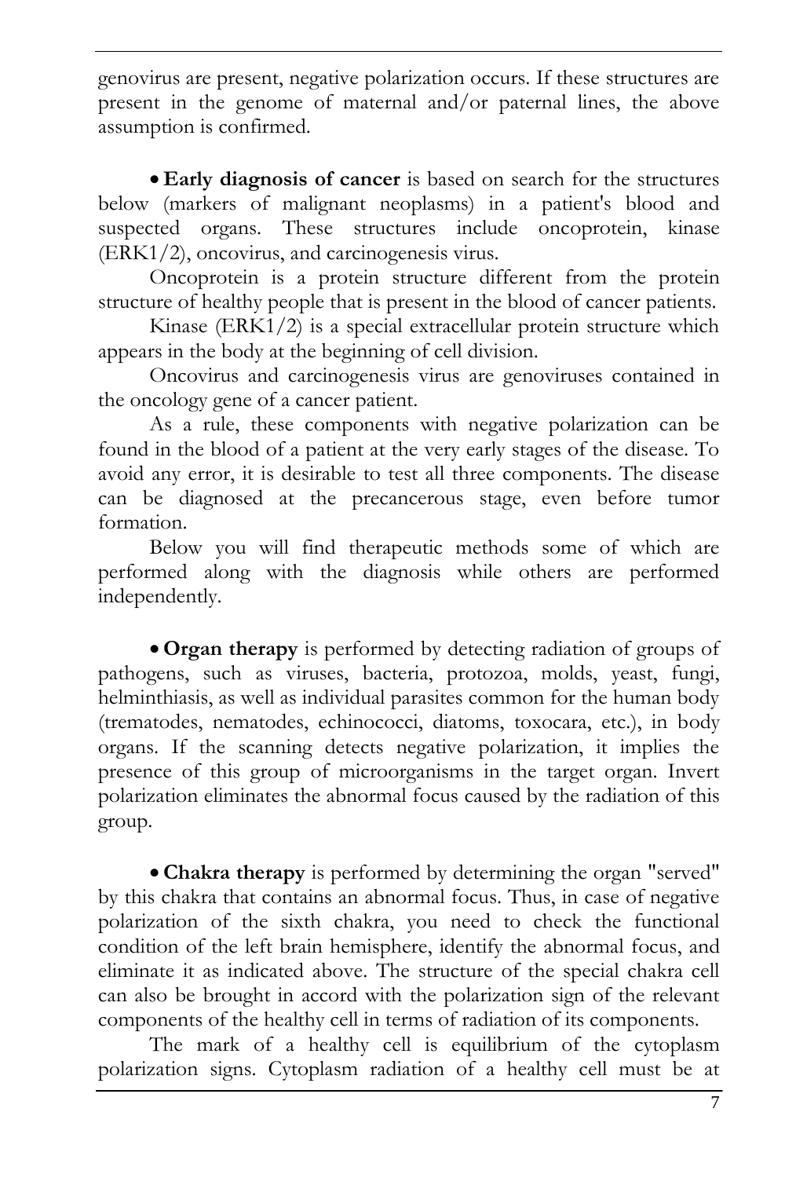genovirus are present, negative polarization occurs. If these structures are present in the genome of maternal and/or paternal lines, the above assumption is confirmed.

- **Early diagnosis of cancer** is based on search for the structures below (markers of malignant neoplasms) in a patient's blood and suspected organs. These structures include oncoprotein, kinase (ERK1/2), oncovirus, and carcinogenesis virus.

Oncoprotein is a protein structure different from the protein structure of healthy people that is present in the blood of cancer patients.

Kinase (ERK1/2) is a special extracellular protein structure which appears in the body at the beginning of cell division.

Oncovirus and carcinogenesis virus are genoviruses contained in the oncology gene of a cancer patient.

As a rule, these components with negative polarization can be found in the blood of a patient at the very early stages of the disease. To avoid any error, it is desirable to test all three components. The disease can be diagnosed at the precancerous stage, even before tumor formation.

Below you will find therapeutic methods some of which are performed along with the diagnosis while others are performed independently.

- **Organ therapy** is performed by detecting radiation of groups of pathogens, such as viruses, bacteria, protozoa, molds, yeast, fungi, helminthiasis, as well as individual parasites common for the human body (trematodes, nematodes, echinococci, diatoms, toxocara, etc.), in body organs. If the scanning detects negative polarization, it implies the presence of this group of microorganisms in the target organ. Invert polarization eliminates the abnormal focus caused by the radiation of this group.

- **Chakra therapy** is performed by determining the organ "served" by this chakra that contains an abnormal focus. Thus, in case of negative polarization of the sixth chakra, you need to check the functional condition of the left brain hemisphere, identify the abnormal focus, and eliminate it as indicated above. The structure of the special chakra cell can also be brought in accord with the polarization sign of the relevant components of the healthy cell in terms of radiation of its components.

The mark of a healthy cell is equilibrium of the cytoplasm polarization signs. Cytoplasm radiation of a healthy cell must be at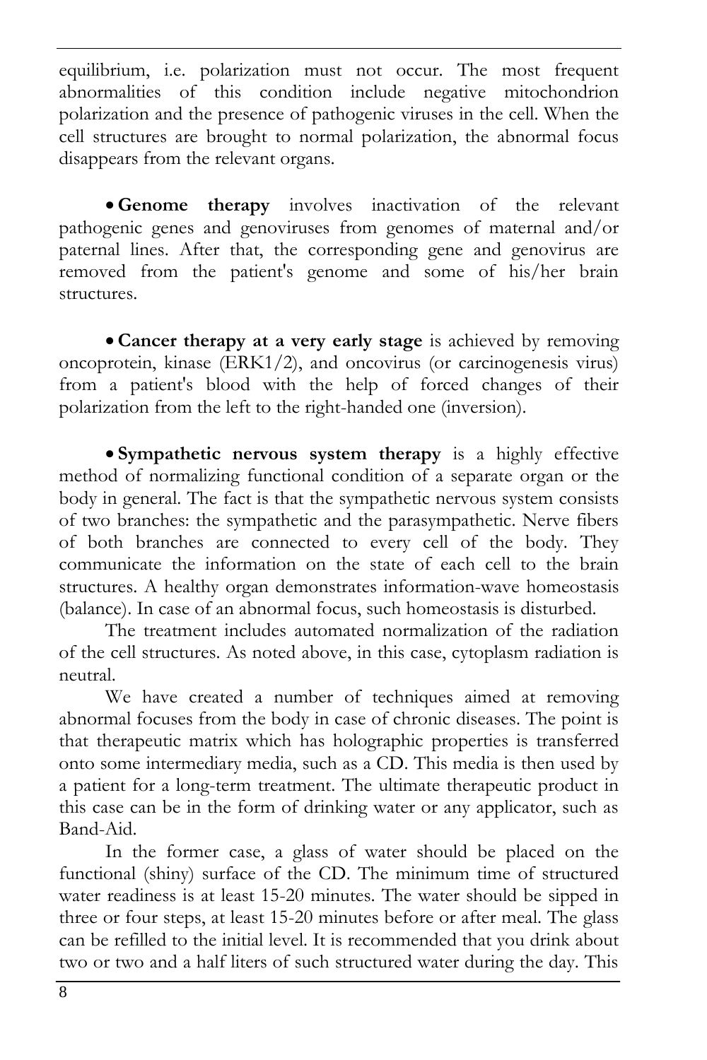equilibrium, i.e. polarization must not occur. The most frequent abnormalities of this condition include negative mitochondrion polarization and the presence of pathogenic viruses in the cell. When the cell structures are brought to normal polarization, the abnormal focus disappears from the relevant organs.

- **Genome therapy** involves inactivation of the relevant pathogenic genes and genoviruses from genomes of maternal and/or paternal lines. After that, the corresponding gene and genovirus are removed from the patient's genome and some of his/her brain structures.

- **Cancer therapy at a very early stage** is achieved by removing oncoprotein, kinase (ERK1/2), and oncovirus (or carcinogenesis virus) from a patient's blood with the help of forced changes of their polarization from the left to the right-handed one (inversion).

- **Sympathetic nervous system therapy** is a highly effective method of normalizing functional condition of a separate organ or the body in general. The fact is that the sympathetic nervous system consists of two branches: the sympathetic and the parasympathetic. Nerve fibers of both branches are connected to every cell of the body. They communicate the information on the state of each cell to the brain structures. A healthy organ demonstrates information-wave homeostasis (balance). In case of an abnormal focus, such homeostasis is disturbed.

The treatment includes automated normalization of the radiation of the cell structures. As noted above, in this case, cytoplasm radiation is neutral.

We have created a number of techniques aimed at removing abnormal focuses from the body in case of chronic diseases. The point is that therapeutic matrix which has holographic properties is transferred onto some intermediary media, such as a CD. This media is then used by a patient for a long-term treatment. The ultimate therapeutic product in this case can be in the form of drinking water or any applicator, such as Band-Aid.

In the former case, a glass of water should be placed on the functional (shiny) surface of the CD. The minimum time of structured water readiness is at least 15-20 minutes. The water should be sipped in three or four steps, at least 15-20 minutes before or after meal. The glass can be refilled to the initial level. It is recommended that you drink about two or two and a half liters of such structured water during the day. This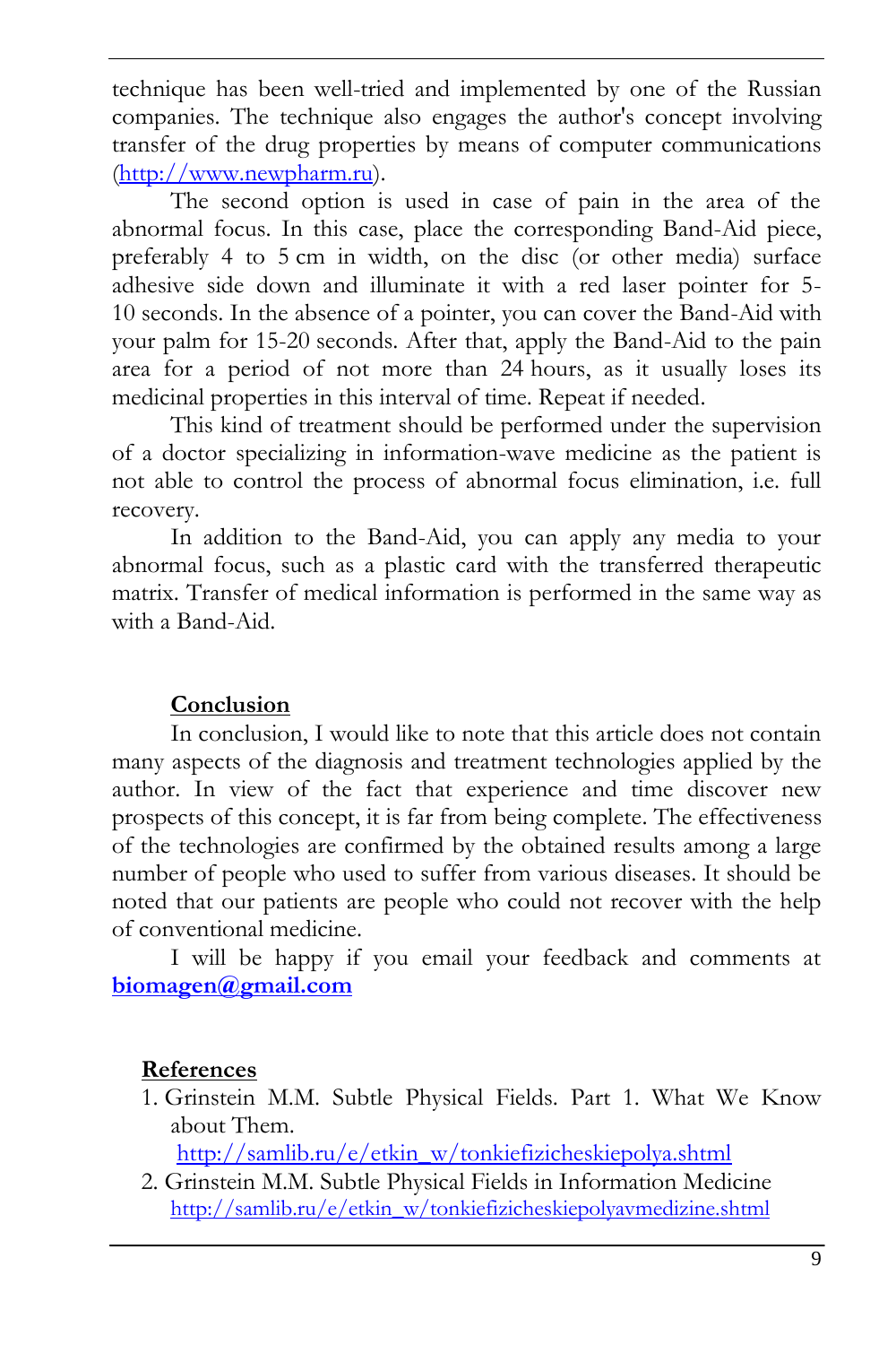technique has been well-tried and implemented by one of the Russian companies. The technique also engages the author's concept involving transfer of the drug properties by means of computer communications (http://www.newpharm.ru).

The second option is used in case of pain in the area of the abnormal focus. In this case, place the corresponding Band-Aid piece, preferably 4 to 5 cm in width, on the disc (or other media) surface adhesive side down and illuminate it with a red laser pointer for 5-10 seconds. In the absence of a pointer, you can cover the Band-Aid with your palm for 15-20 seconds. After that, apply the Band-Aid to the pain area for a period of not more than 24 hours, as it usually loses its medicinal properties in this interval of time. Repeat if needed.

This kind of treatment should be performed under the supervision of a doctor specializing in information-wave medicine as the patient is not able to control the process of abnormal focus elimination, i.e. full recovery.

In addition to the Band-Aid, you can apply any media to your abnormal focus, such as a plastic card with the transferred therapeutic matrix. Transfer of medical information is performed in the same way as with a Band-Aid.

## Conclusion

In conclusion, I would like to note that this article does not contain many aspects of the diagnosis and treatment technologies applied by the author. In view of the fact that experience and time discover new prospects of this concept, it is far from being complete. The effectiveness of the technologies are confirmed by the obtained results among a large number of people who used to suffer from various diseases. It should be noted that our patients are people who could not recover with the help of conventional medicine.

I will be happy if you email your feedback and comments at **biomagen@gmail.com**

## References

1. Grinstein M.M. Subtle Physical Fields. Part 1. What We Know about Them.
   http://samlib.ru/e/etkin_w/tonkiefizicheskiepolya.shtml
2. Grinstein M.M. Subtle Physical Fields in Information Medicine
   http://samlib.ru/e/etkin_w/tonkiefizicheskiepolyavmedizine.shtml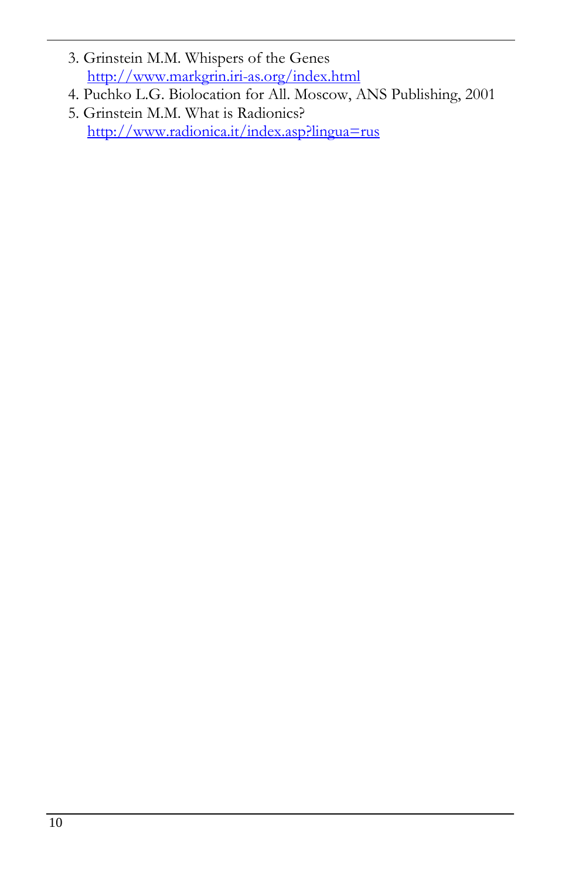3. Grinstein M.M. Whispers of the Genes
   http://www.markgrin.iri-as.org/index.html
4. Puchko L.G. Biolocation for All. Moscow, ANS Publishing, 2001
5. Grinstein M.M. What is Radionics?
   http://www.radionica.it/index.asp?lingua=rus